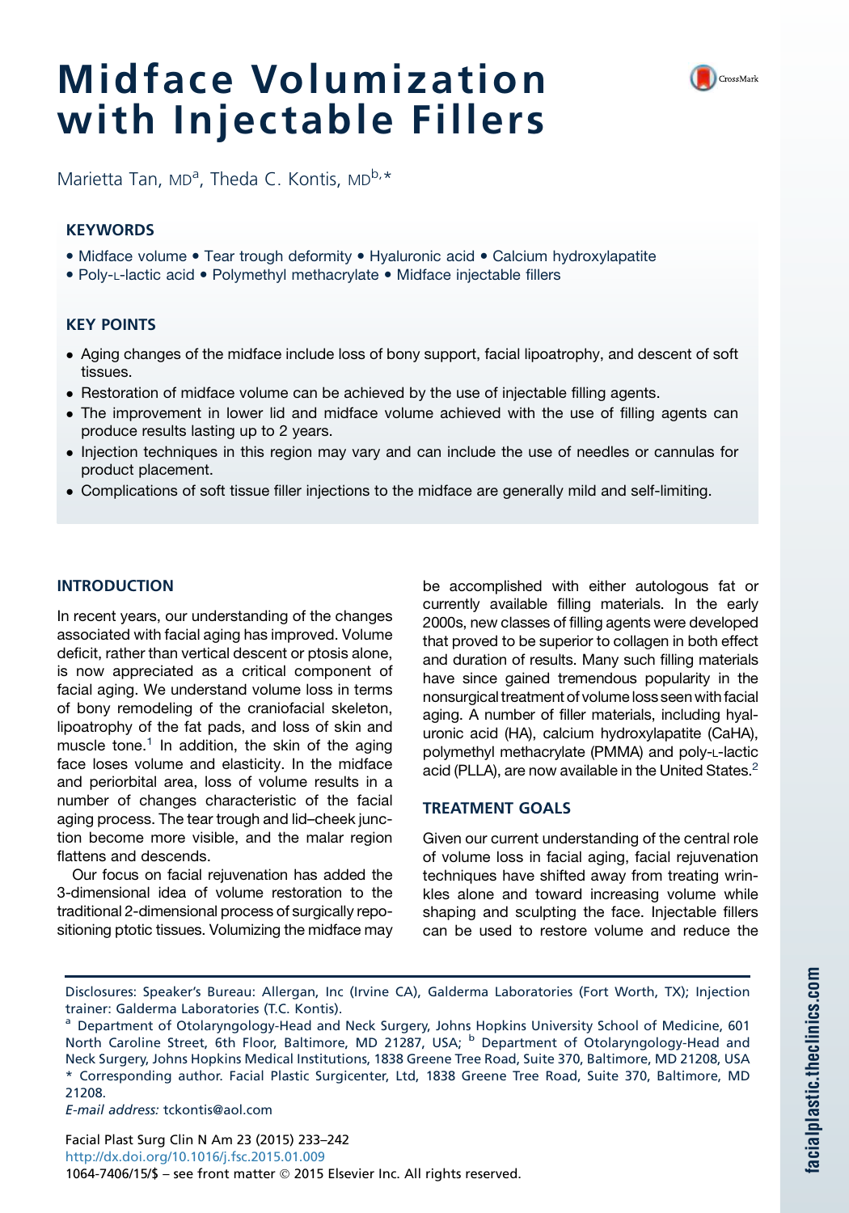# Midface Volumization with Injectable Fillers

Marietta Tan, MD[a], Theda C. Kontis, MD[b,*]

## KEYWORDS

- Midface volume • Tear trough deformity • Hyaluronic acid • Calcium hydroxylapatite
- Poly-L-lactic acid • Polymethyl methacrylate • Midface injectable fillers

## KEY POINTS

- Aging changes of the midface include loss of bony support, facial lipoatrophy, and descent of soft tissues.
- Restoration of midface volume can be achieved by the use of injectable filling agents.
- The improvement in lower lid and midface volume achieved with the use of filling agents can produce results lasting up to 2 years.
- Injection techniques in this region may vary and can include the use of needles or cannulas for product placement.
- Complications of soft tissue filler injections to the midface are generally mild and self-limiting.

## INTRODUCTION

In recent years, our understanding of the changes associated with facial aging has improved. Volume deficit, rather than vertical descent or ptosis alone, is now appreciated as a critical component of facial aging. We understand volume loss in terms of bony remodeling of the craniofacial skeleton, lipoatrophy of the fat pads, and loss of skin and muscle tone.[1] In addition, the skin of the aging face loses volume and elasticity. In the midface and periorbital area, loss of volume results in a number of changes characteristic of the facial aging process. The tear trough and lid–cheek junction become more visible, and the malar region flattens and descends.

Our focus on facial rejuvenation has added the 3-dimensional idea of volume restoration to the traditional 2-dimensional process of surgically repositioning ptotic tissues. Volumizing the midface may be accomplished with either autologous fat or currently available filling materials. In the early 2000s, new classes of filling agents were developed that proved to be superior to collagen in both effect and duration of results. Many such filling materials have since gained tremendous popularity in the nonsurgical treatment of volume loss seen with facial aging. A number of filler materials, including hyaluronic acid (HA), calcium hydroxylapatite (CaHA), polymethyl methacrylate (PMMA) and poly-L-lactic acid (PLLA), are now available in the United States.[2]

## TREATMENT GOALS

Given our current understanding of the central role of volume loss in facial aging, facial rejuvenation techniques have shifted away from treating wrinkles alone and toward increasing volume while shaping and sculpting the face. Injectable fillers can be used to restore volume and reduce the

Disclosures: Speaker's Bureau: Allergan, Inc (Irvine CA), Galderma Laboratories (Fort Worth, TX); Injection trainer: Galderma Laboratories (T.C. Kontis).

[a] Department of Otolaryngology-Head and Neck Surgery, Johns Hopkins University School of Medicine, 601 North Caroline Street, 6th Floor, Baltimore, MD 21287, USA; [b] Department of Otolaryngology-Head and Neck Surgery, Johns Hopkins Medical Institutions, 1838 Greene Tree Road, Suite 370, Baltimore, MD 21208, USA

\* Corresponding author. Facial Plastic Surgicenter, Ltd, 1838 Greene Tree Road, Suite 370, Baltimore, MD 21208.

*E-mail address:* tckontis@aol.com

Facial Plast Surg Clin N Am 23 (2015) 233–242
http://dx.doi.org/10.1016/j.fsc.2015.01.009
1064-7406/15/$ – see front matter © 2015 Elsevier Inc. All rights reserved.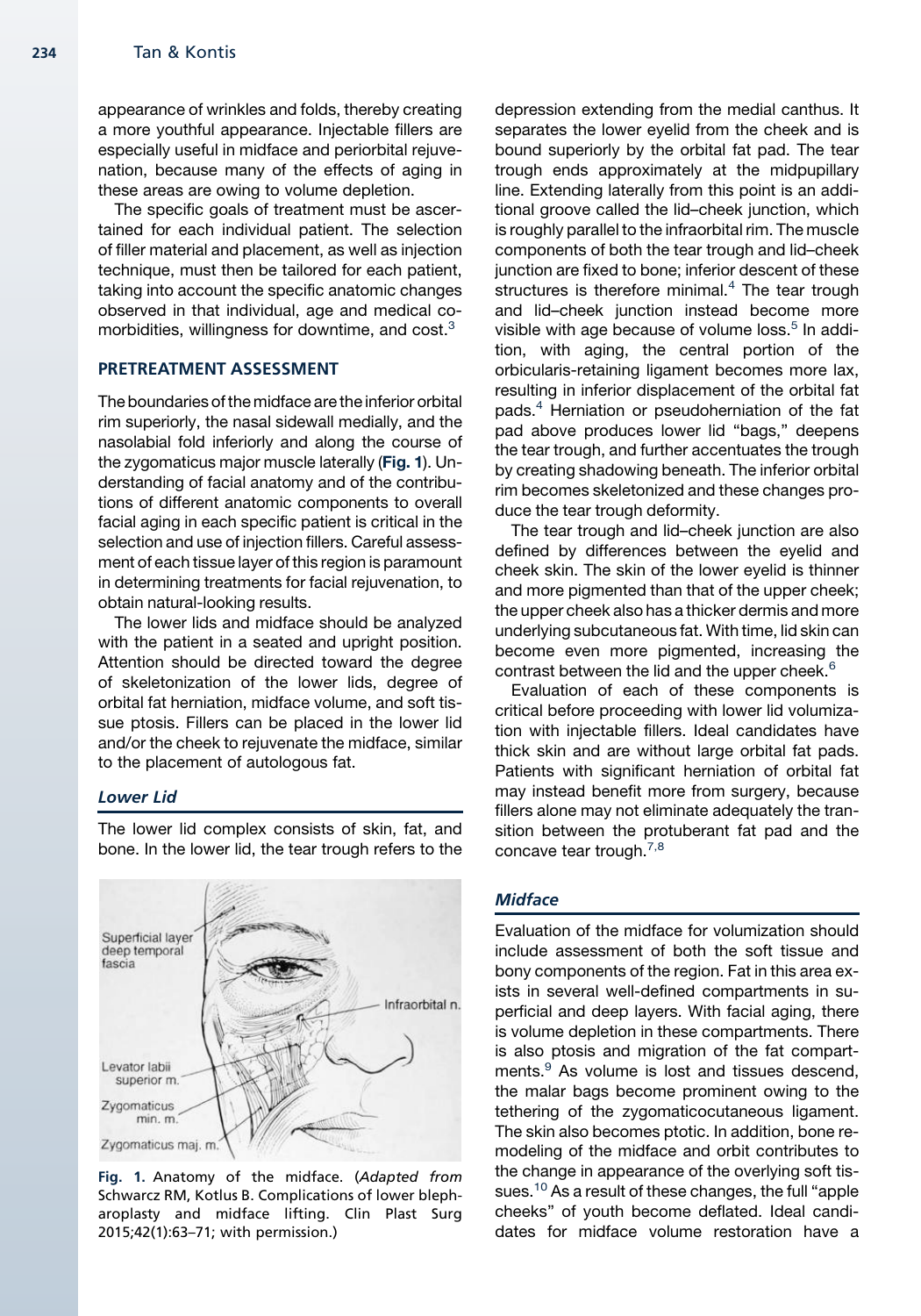appearance of wrinkles and folds, thereby creating a more youthful appearance. Injectable fillers are especially useful in midface and periorbital rejuvenation, because many of the effects of aging in these areas are owing to volume depletion.

The specific goals of treatment must be ascertained for each individual patient. The selection of filler material and placement, as well as injection technique, must then be tailored for each patient, taking into account the specific anatomic changes observed in that individual, age and medical comorbidities, willingness for downtime, and cost.[3]

## PRETREATMENT ASSESSMENT

The boundaries of the midface are the inferior orbital rim superiorly, the nasal sidewall medially, and the nasolabial fold inferiorly and along the course of the zygomaticus major muscle laterally (**Fig. 1**). Understanding of facial anatomy and of the contributions of different anatomic components to overall facial aging in each specific patient is critical in the selection and use of injection fillers. Careful assessment of each tissue layer of this region is paramount in determining treatments for facial rejuvenation, to obtain natural-looking results.

The lower lids and midface should be analyzed with the patient in a seated and upright position. Attention should be directed toward the degree of skeletonization of the lower lids, degree of orbital fat herniation, midface volume, and soft tissue ptosis. Fillers can be placed in the lower lid and/or the cheek to rejuvenate the midface, similar to the placement of autologous fat.

### *Lower Lid*

The lower lid complex consists of skin, fat, and bone. In the lower lid, the tear trough refers to the depression extending from the medial canthus. It separates the lower eyelid from the cheek and is bound superiorly by the orbital fat pad. The tear trough ends approximately at the midpupillary line. Extending laterally from this point is an additional groove called the lid–cheek junction, which is roughly parallel to the infraorbital rim. The muscle components of both the tear trough and lid–cheek junction are fixed to bone; inferior descent of these structures is therefore minimal.[4] The tear trough and lid–cheek junction instead become more visible with age because of volume loss.[5] In addition, with aging, the central portion of the orbicularis-retaining ligament becomes more lax, resulting in inferior displacement of the orbital fat pads.[4] Herniation or pseudoherniation of the fat pad above produces lower lid "bags," deepens the tear trough, and further accentuates the trough by creating shadowing beneath. The inferior orbital rim becomes skeletonized and these changes produce the tear trough deformity.

The tear trough and lid–cheek junction are also defined by differences between the eyelid and cheek skin. The skin of the lower eyelid is thinner and more pigmented than that of the upper cheek; the upper cheek also has a thicker dermis and more underlying subcutaneous fat. With time, lid skin can become even more pigmented, increasing the contrast between the lid and the upper cheek.[6]

Evaluation of each of these components is critical before proceeding with lower lid volumization with injectable fillers. Ideal candidates have thick skin and are without large orbital fat pads. Patients with significant herniation of orbital fat may instead benefit more from surgery, because fillers alone may not eliminate adequately the transition between the protuberant fat pad and the concave tear trough.[7,8]

Superficial layer deep temporal fascia

Infraorbital n.

Levator labii superior m.

Zygomaticus min. m.

Zygomaticus maj. m.

**Fig. 1.** Anatomy of the midface. (*Adapted from* Schwarcz RM, Kotlus B. Complications of lower blepharoplasty and midface lifting. Clin Plast Surg 2015;42(1):63–71; with permission.)

### *Midface*

Evaluation of the midface for volumization should include assessment of both the soft tissue and bony components of the region. Fat in this area exists in several well-defined compartments in superficial and deep layers. With facial aging, there is volume depletion in these compartments. There is also ptosis and migration of the fat compartments.[9] As volume is lost and tissues descend, the malar bags become prominent owing to the tethering of the zygomaticocutaneous ligament. The skin also becomes ptotic. In addition, bone remodeling of the midface and orbit contributes to the change in appearance of the overlying soft tissues.[10] As a result of these changes, the full "apple cheeks" of youth become deflated. Ideal candidates for midface volume restoration have a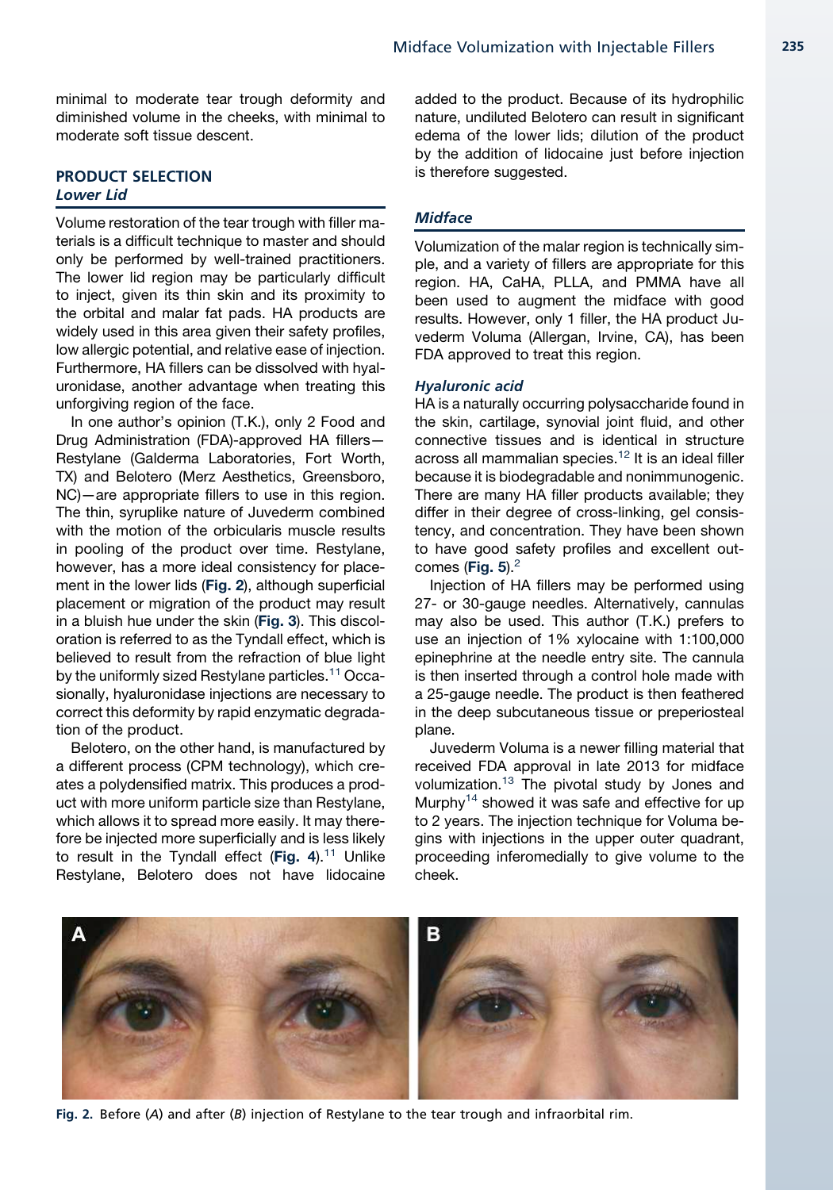minimal to moderate tear trough deformity and diminished volume in the cheeks, with minimal to moderate soft tissue descent.

## PRODUCT SELECTION

### *Lower Lid*

Volume restoration of the tear trough with filler materials is a difficult technique to master and should only be performed by well-trained practitioners. The lower lid region may be particularly difficult to inject, given its thin skin and its proximity to the orbital and malar fat pads. HA products are widely used in this area given their safety profiles, low allergic potential, and relative ease of injection. Furthermore, HA fillers can be dissolved with hyaluronidase, another advantage when treating this unforgiving region of the face.

In one author's opinion (T.K.), only 2 Food and Drug Administration (FDA)-approved HA fillers—Restylane (Galderma Laboratories, Fort Worth, TX) and Belotero (Merz Aesthetics, Greensboro, NC)—are appropriate fillers to use in this region. The thin, syruplike nature of Juvederm combined with the motion of the orbicularis muscle results in pooling of the product over time. Restylane, however, has a more ideal consistency for placement in the lower lids (**Fig. 2**), although superficial placement or migration of the product may result in a bluish hue under the skin (**Fig. 3**). This discoloration is referred to as the Tyndall effect, which is believed to result from the refraction of blue light by the uniformly sized Restylane particles.[11] Occasionally, hyaluronidase injections are necessary to correct this deformity by rapid enzymatic degradation of the product.

Belotero, on the other hand, is manufactured by a different process (CPM technology), which creates a polydensified matrix. This produces a product with more uniform particle size than Restylane, which allows it to spread more easily. It may therefore be injected more superficially and is less likely to result in the Tyndall effect (**Fig. 4**).[11] Unlike Restylane, Belotero does not have lidocaine added to the product. Because of its hydrophilic nature, undiluted Belotero can result in significant edema of the lower lids; dilution of the product by the addition of lidocaine just before injection is therefore suggested.

### *Midface*

Volumization of the malar region is technically simple, and a variety of fillers are appropriate for this region. HA, CaHA, PLLA, and PMMA have all been used to augment the midface with good results. However, only 1 filler, the HA product Juvederm Voluma (Allergan, Irvine, CA), has been FDA approved to treat this region.

#### *Hyaluronic acid*

HA is a naturally occurring polysaccharide found in the skin, cartilage, synovial joint fluid, and other connective tissues and is identical in structure across all mammalian species.[12] It is an ideal filler because it is biodegradable and nonimmunogenic. There are many HA filler products available; they differ in their degree of cross-linking, gel consistency, and concentration. They have been shown to have good safety profiles and excellent outcomes (**Fig. 5**).[2]

Injection of HA fillers may be performed using 27- or 30-gauge needles. Alternatively, cannulas may also be used. This author (T.K.) prefers to use an injection of 1% xylocaine with 1:100,000 epinephrine at the needle entry site. The cannula is then inserted through a control hole made with a 25-gauge needle. The product is then feathered in the deep subcutaneous tissue or preperiosteal plane.

Juvederm Voluma is a newer filling material that received FDA approval in late 2013 for midface volumization.[13] The pivotal study by Jones and Murphy[14] showed it was safe and effective for up to 2 years. The injection technique for Voluma begins with injections in the upper outer quadrant, proceeding inferomedially to give volume to the cheek.

**Fig. 2.** Before (*A*) and after (*B*) injection of Restylane to the tear trough and infraorbital rim.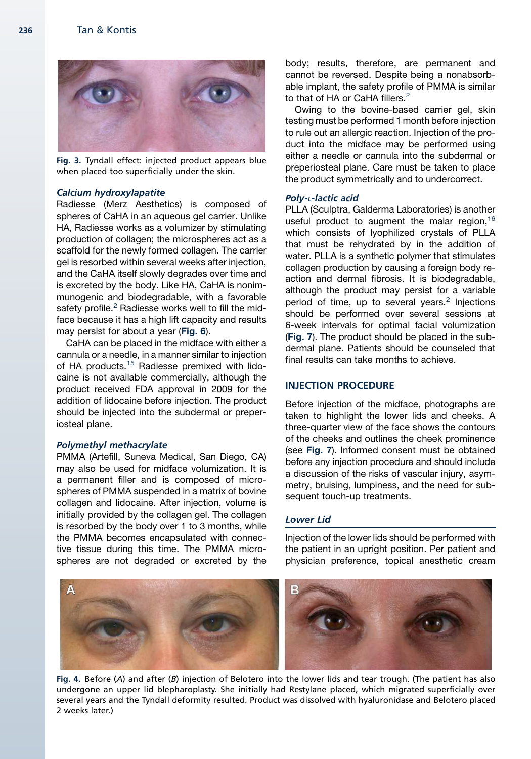Fig. 3. Tyndall effect: injected product appears blue when placed too superficially under the skin.

### *Calcium hydroxylapatite*

Radiesse (Merz Aesthetics) is composed of spheres of CaHA in an aqueous gel carrier. Unlike HA, Radiesse works as a volumizer by stimulating production of collagen; the microspheres act as a scaffold for the newly formed collagen. The carrier gel is resorbed within several weeks after injection, and the CaHA itself slowly degrades over time and is excreted by the body. Like HA, CaHA is nonimmunogenic and biodegradable, with a favorable safety profile.[2] Radiesse works well to fill the midface because it has a high lift capacity and results may persist for about a year (**Fig. 6**).

CaHA can be placed in the midface with either a cannula or a needle, in a manner similar to injection of HA products.[15] Radiesse premixed with lidocaine is not available commercially, although the product received FDA approval in 2009 for the addition of lidocaine before injection. The product should be injected into the subdermal or preperiosteal plane.

### *Polymethyl methacrylate*

PMMA (Artefill, Suneva Medical, San Diego, CA) may also be used for midface volumization. It is a permanent filler and is composed of microspheres of PMMA suspended in a matrix of bovine collagen and lidocaine. After injection, volume is initially provided by the collagen gel. The collagen is resorbed by the body over 1 to 3 months, while the PMMA becomes encapsulated with connective tissue during this time. The PMMA microspheres are not degraded or excreted by the body; results, therefore, are permanent and cannot be reversed. Despite being a nonabsorbable implant, the safety profile of PMMA is similar to that of HA or CaHA fillers.[2]

Owing to the bovine-based carrier gel, skin testing must be performed 1 month before injection to rule out an allergic reaction. Injection of the product into the midface may be performed using either a needle or cannula into the subdermal or preperiosteal plane. Care must be taken to place the product symmetrically and to undercorrect.

### *Poly-L-lactic acid*

PLLA (Sculptra, Galderma Laboratories) is another useful product to augment the malar region,[16] which consists of lyophilized crystals of PLLA that must be rehydrated by in the addition of water. PLLA is a synthetic polymer that stimulates collagen production by causing a foreign body reaction and dermal fibrosis. It is biodegradable, although the product may persist for a variable period of time, up to several years.[2] Injections should be performed over several sessions at 6-week intervals for optimal facial volumization (**Fig. 7**). The product should be placed in the subdermal plane. Patients should be counseled that final results can take months to achieve.

## INJECTION PROCEDURE

Before injection of the midface, photographs are taken to highlight the lower lids and cheeks. A three-quarter view of the face shows the contours of the cheeks and outlines the cheek prominence (see **Fig. 7**). Informed consent must be obtained before any injection procedure and should include a discussion of the risks of vascular injury, asymmetry, bruising, lumpiness, and the need for subsequent touch-up treatments.

### *Lower Lid*

Injection of the lower lids should be performed with the patient in an upright position. Per patient and physician preference, topical anesthetic cream

Fig. 4. Before (*A*) and after (*B*) injection of Belotero into the lower lids and tear trough. (The patient has also undergone an upper lid blepharoplasty. She initially had Restylane placed, which migrated superficially over several years and the Tyndall deformity resulted. Product was dissolved with hyaluronidase and Belotero placed 2 weeks later.)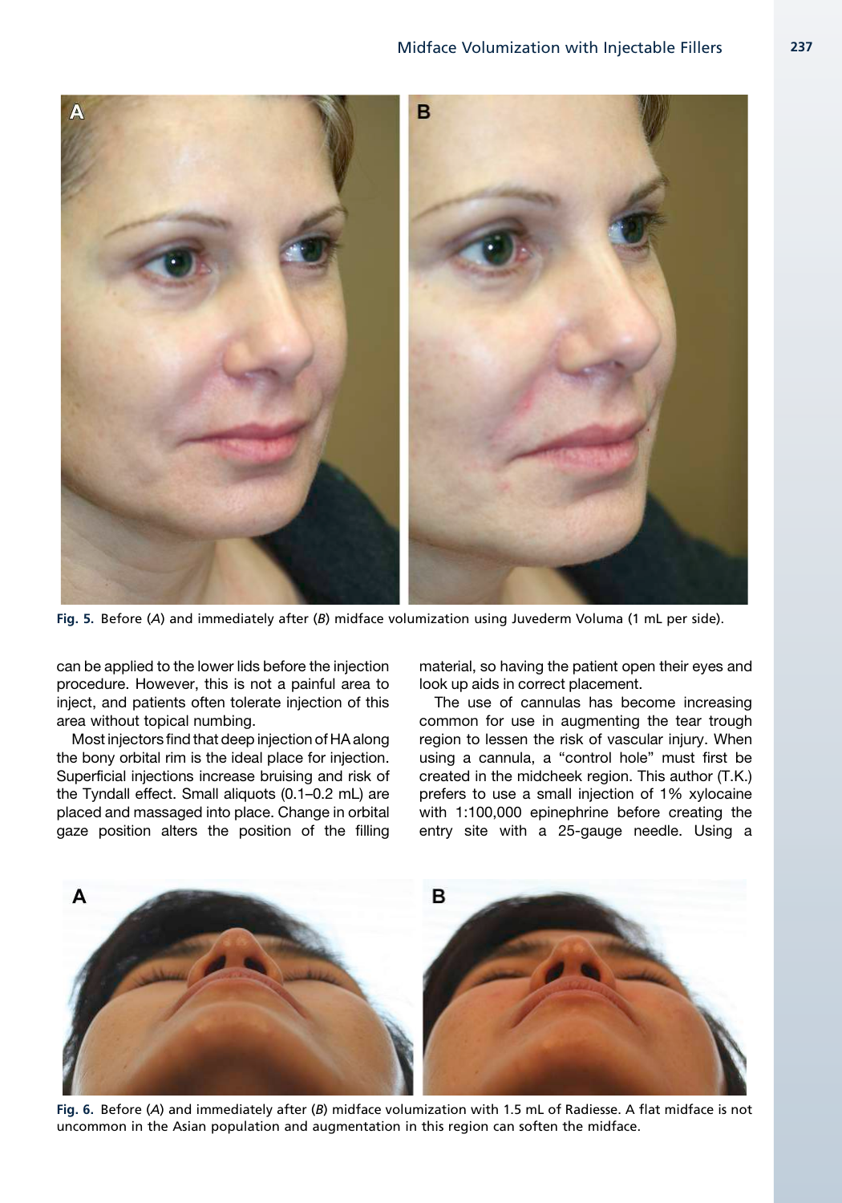Fig. 5. Before (*A*) and immediately after (*B*) midface volumization using Juvederm Voluma (1 mL per side).

can be applied to the lower lids before the injection procedure. However, this is not a painful area to inject, and patients often tolerate injection of this area without topical numbing.

Most injectors find that deep injection of HA along the bony orbital rim is the ideal place for injection. Superficial injections increase bruising and risk of the Tyndall effect. Small aliquots (0.1–0.2 mL) are placed and massaged into place. Change in orbital gaze position alters the position of the filling material, so having the patient open their eyes and look up aids in correct placement.

The use of cannulas has become increasing common for use in augmenting the tear trough region to lessen the risk of vascular injury. When using a cannula, a "control hole" must first be created in the midcheek region. This author (T.K.) prefers to use a small injection of 1% xylocaine with 1:100,000 epinephrine before creating the entry site with a 25-gauge needle. Using a

Fig. 6. Before (*A*) and immediately after (*B*) midface volumization with 1.5 mL of Radiesse. A flat midface is not uncommon in the Asian population and augmentation in this region can soften the midface.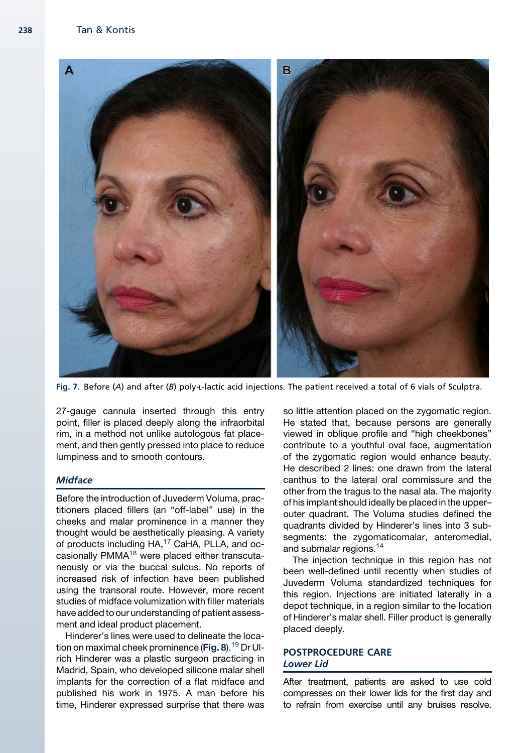Fig. 7. Before (*A*) and after (*B*) poly-L-lactic acid injections. The patient received a total of 6 vials of Sculptra.

27-gauge cannula inserted through this entry point, filler is placed deeply along the infraorbital rim, in a method not unlike autologous fat placement, and then gently pressed into place to reduce lumpiness and to smooth contours.

### *Midface*

Before the introduction of Juvederm Voluma, practitioners placed fillers (an "off-label" use) in the cheeks and malar prominence in a manner they thought would be aesthetically pleasing. A variety of products including HA,[17] CaHA, PLLA, and occasionally PMMA[18] were placed either transcutaneously or via the buccal sulcus. No reports of increased risk of infection have been published using the transoral route. However, more recent studies of midface volumization with filler materials have added to our understanding of patient assessment and ideal product placement.

Hinderer's lines were used to delineate the location on maximal cheek prominence (**Fig. 8**).[19] Dr Ulrich Hinderer was a plastic surgeon practicing in Madrid, Spain, who developed silicone malar shell implants for the correction of a flat midface and published his work in 1975. A man before his time, Hinderer expressed surprise that there was so little attention placed on the zygomatic region. He stated that, because persons are generally viewed in oblique profile and "high cheekbones" contribute to a youthful oval face, augmentation of the zygomatic region would enhance beauty. He described 2 lines: one drawn from the lateral canthus to the lateral oral commissure and the other from the tragus to the nasal ala. The majority of his implant should ideally be placed in the upper–outer quadrant. The Voluma studies defined the quadrants divided by Hinderer's lines into 3 subsegments: the zygomaticomalar, anteromedial, and submalar regions.[14]

The injection technique in this region has not been well-defined until recently when studies of Juvederm Voluma standardized techniques for this region. Injections are initiated laterally in a depot technique, in a region similar to the location of Hinderer's malar shell. Filler product is generally placed deeply.

## POSTPROCEDURE CARE

### *Lower Lid*

After treatment, patients are asked to use cold compresses on their lower lids for the first day and to refrain from exercise until any bruises resolve.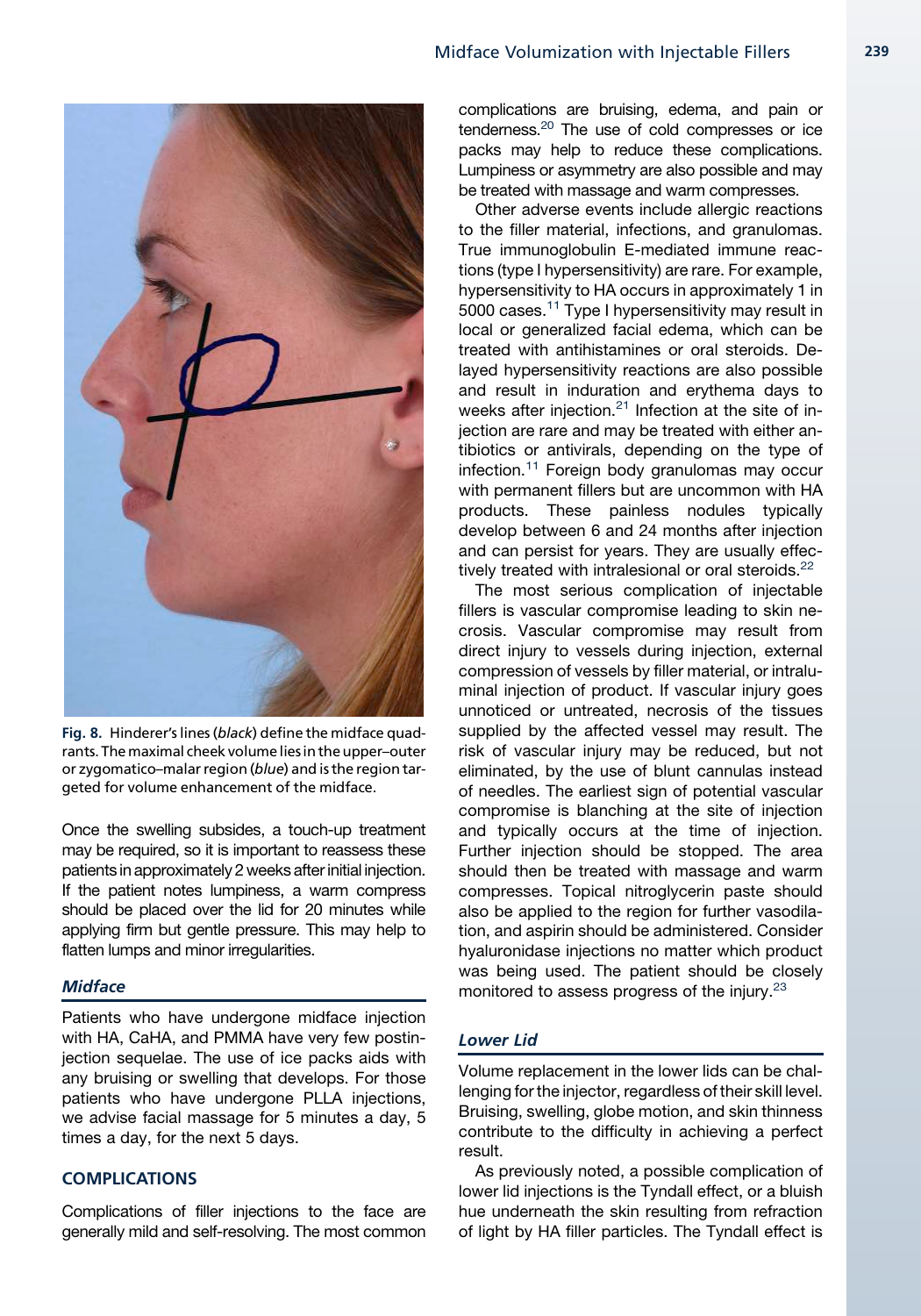Fig. 8. Hinderer's lines (*black*) define the midface quadrants. The maximal cheek volume lies in the upper–outer or zygomatico–malar region (*blue*) and is the region targeted for volume enhancement of the midface.

Once the swelling subsides, a touch-up treatment may be required, so it is important to reassess these patients in approximately 2 weeks after initial injection. If the patient notes lumpiness, a warm compress should be placed over the lid for 20 minutes while applying firm but gentle pressure. This may help to flatten lumps and minor irregularities.

### *Midface*

Patients who have undergone midface injection with HA, CaHA, and PMMA have very few postinjection sequelae. The use of ice packs aids with any bruising or swelling that develops. For those patients who have undergone PLLA injections, we advise facial massage for 5 minutes a day, 5 times a day, for the next 5 days.

## COMPLICATIONS

Complications of filler injections to the face are generally mild and self-resolving. The most common complications are bruising, edema, and pain or tenderness.[20] The use of cold compresses or ice packs may help to reduce these complications. Lumpiness or asymmetry are also possible and may be treated with massage and warm compresses.

Other adverse events include allergic reactions to the filler material, infections, and granulomas. True immunoglobulin E-mediated immune reactions (type I hypersensitivity) are rare. For example, hypersensitivity to HA occurs in approximately 1 in 5000 cases.[11] Type I hypersensitivity may result in local or generalized facial edema, which can be treated with antihistamines or oral steroids. Delayed hypersensitivity reactions are also possible and result in induration and erythema days to weeks after injection.[21] Infection at the site of injection are rare and may be treated with either antibiotics or antivirals, depending on the type of infection.[11] Foreign body granulomas may occur with permanent fillers but are uncommon with HA products. These painless nodules typically develop between 6 and 24 months after injection and can persist for years. They are usually effectively treated with intralesional or oral steroids.[22]

The most serious complication of injectable fillers is vascular compromise leading to skin necrosis. Vascular compromise may result from direct injury to vessels during injection, external compression of vessels by filler material, or intraluminal injection of product. If vascular injury goes unnoticed or untreated, necrosis of the tissues supplied by the affected vessel may result. The risk of vascular injury may be reduced, but not eliminated, by the use of blunt cannulas instead of needles. The earliest sign of potential vascular compromise is blanching at the site of injection and typically occurs at the time of injection. Further injection should be stopped. The area should then be treated with massage and warm compresses. Topical nitroglycerin paste should also be applied to the region for further vasodilation, and aspirin should be administered. Consider hyaluronidase injections no matter which product was being used. The patient should be closely monitored to assess progress of the injury.[23]

### *Lower Lid*

Volume replacement in the lower lids can be challenging for the injector, regardless of their skill level. Bruising, swelling, globe motion, and skin thinness contribute to the difficulty in achieving a perfect result.

As previously noted, a possible complication of lower lid injections is the Tyndall effect, or a bluish hue underneath the skin resulting from refraction of light by HA filler particles. The Tyndall effect is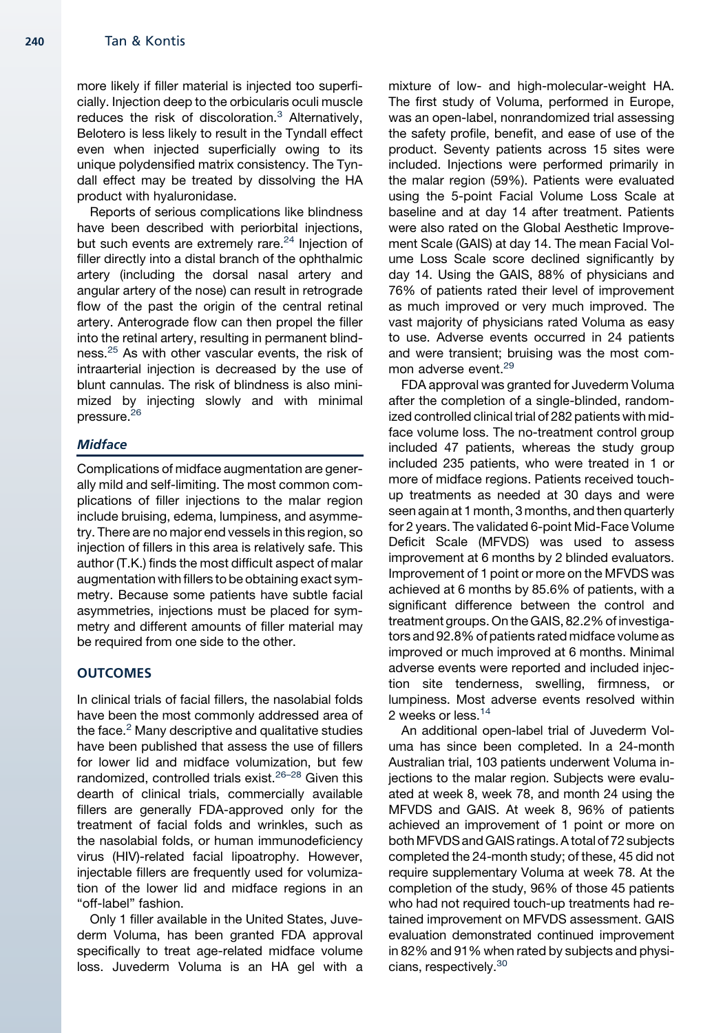more likely if filler material is injected too superficially. Injection deep to the orbicularis oculi muscle reduces the risk of discoloration.[3] Alternatively, Belotero is less likely to result in the Tyndall effect even when injected superficially owing to its unique polydensified matrix consistency. The Tyndall effect may be treated by dissolving the HA product with hyaluronidase.

Reports of serious complications like blindness have been described with periorbital injections, but such events are extremely rare.[24] Injection of filler directly into a distal branch of the ophthalmic artery (including the dorsal nasal artery and angular artery of the nose) can result in retrograde flow of the past the origin of the central retinal artery. Anterograde flow can then propel the filler into the retinal artery, resulting in permanent blindness.[25] As with other vascular events, the risk of intraarterial injection is decreased by the use of blunt cannulas. The risk of blindness is also minimized by injecting slowly and with minimal pressure.[26]

### *Midface*

Complications of midface augmentation are generally mild and self-limiting. The most common complications of filler injections to the malar region include bruising, edema, lumpiness, and asymmetry. There are no major end vessels in this region, so injection of fillers in this area is relatively safe. This author (T.K.) finds the most difficult aspect of malar augmentation with fillers to be obtaining exact symmetry. Because some patients have subtle facial asymmetries, injections must be placed for symmetry and different amounts of filler material may be required from one side to the other.

## OUTCOMES

In clinical trials of facial fillers, the nasolabial folds have been the most commonly addressed area of the face.[2] Many descriptive and qualitative studies have been published that assess the use of fillers for lower lid and midface volumization, but few randomized, controlled trials exist.[26–28] Given this dearth of clinical trials, commercially available fillers are generally FDA-approved only for the treatment of facial folds and wrinkles, such as the nasolabial folds, or human immunodeficiency virus (HIV)-related facial lipoatrophy. However, injectable fillers are frequently used for volumization of the lower lid and midface regions in an "off-label" fashion.

Only 1 filler available in the United States, Juvederm Voluma, has been granted FDA approval specifically to treat age-related midface volume loss. Juvederm Voluma is an HA gel with a mixture of low- and high-molecular-weight HA. The first study of Voluma, performed in Europe, was an open-label, nonrandomized trial assessing the safety profile, benefit, and ease of use of the product. Seventy patients across 15 sites were included. Injections were performed primarily in the malar region (59%). Patients were evaluated using the 5-point Facial Volume Loss Scale at baseline and at day 14 after treatment. Patients were also rated on the Global Aesthetic Improvement Scale (GAIS) at day 14. The mean Facial Volume Loss Scale score declined significantly by day 14. Using the GAIS, 88% of physicians and 76% of patients rated their level of improvement as much improved or very much improved. The vast majority of physicians rated Voluma as easy to use. Adverse events occurred in 24 patients and were transient; bruising was the most common adverse event.[29]

FDA approval was granted for Juvederm Voluma after the completion of a single-blinded, randomized controlled clinical trial of 282 patients with midface volume loss. The no-treatment control group included 47 patients, whereas the study group included 235 patients, who were treated in 1 or more of midface regions. Patients received touch-up treatments as needed at 30 days and were seen again at 1 month, 3 months, and then quarterly for 2 years. The validated 6-point Mid-Face Volume Deficit Scale (MFVDS) was used to assess improvement at 6 months by 2 blinded evaluators. Improvement of 1 point or more on the MFVDS was achieved at 6 months by 85.6% of patients, with a significant difference between the control and treatment groups. On the GAIS, 82.2% of investigators and 92.8% of patients rated midface volume as improved or much improved at 6 months. Minimal adverse events were reported and included injection site tenderness, swelling, firmness, or lumpiness. Most adverse events resolved within 2 weeks or less.[14]

An additional open-label trial of Juvederm Voluma has since been completed. In a 24-month Australian trial, 103 patients underwent Voluma injections to the malar region. Subjects were evaluated at week 8, week 78, and month 24 using the MFVDS and GAIS. At week 8, 96% of patients achieved an improvement of 1 point or more on both MFVDS and GAIS ratings. A total of 72 subjects completed the 24-month study; of these, 45 did not require supplementary Voluma at week 78. At the completion of the study, 96% of those 45 patients who had not required touch-up treatments had retained improvement on MFVDS assessment. GAIS evaluation demonstrated continued improvement in 82% and 91% when rated by subjects and physicians, respectively.[30]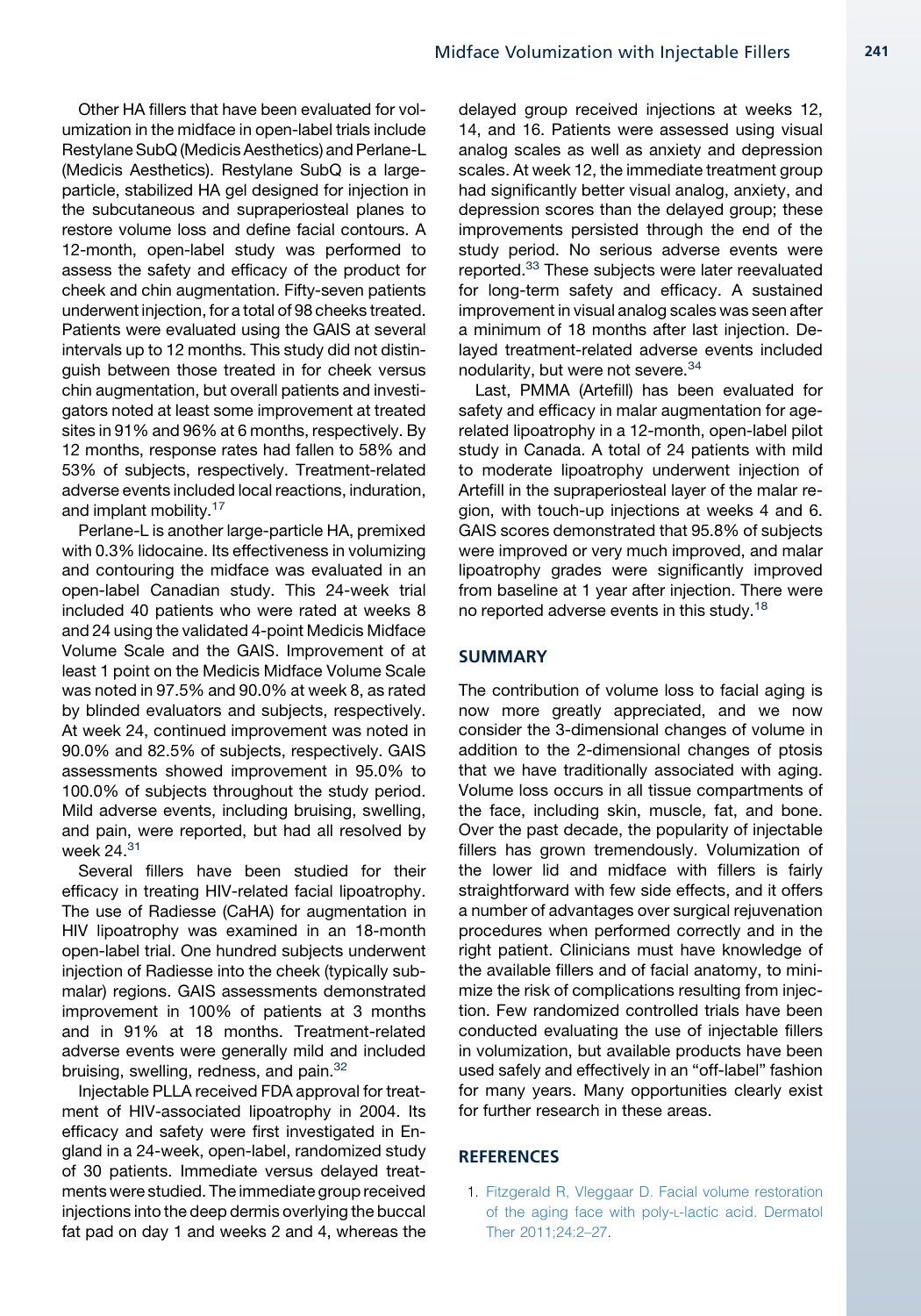Other HA fillers that have been evaluated for volumization in the midface in open-label trials include Restylane SubQ (Medicis Aesthetics) and Perlane-L (Medicis Aesthetics). Restylane SubQ is a large-particle, stabilized HA gel designed for injection in the subcutaneous and supraperiosteal planes to restore volume loss and define facial contours. A 12-month, open-label study was performed to assess the safety and efficacy of the product for cheek and chin augmentation. Fifty-seven patients underwent injection, for a total of 98 cheeks treated. Patients were evaluated using the GAIS at several intervals up to 12 months. This study did not distinguish between those treated in for cheek versus chin augmentation, but overall patients and investigators noted at least some improvement at treated sites in 91% and 96% at 6 months, respectively. By 12 months, response rates had fallen to 58% and 53% of subjects, respectively. Treatment-related adverse events included local reactions, induration, and implant mobility.[17]

Perlane-L is another large-particle HA, premixed with 0.3% lidocaine. Its effectiveness in volumizing and contouring the midface was evaluated in an open-label Canadian study. This 24-week trial included 40 patients who were rated at weeks 8 and 24 using the validated 4-point Medicis Midface Volume Scale and the GAIS. Improvement of at least 1 point on the Medicis Midface Volume Scale was noted in 97.5% and 90.0% at week 8, as rated by blinded evaluators and subjects, respectively. At week 24, continued improvement was noted in 90.0% and 82.5% of subjects, respectively. GAIS assessments showed improvement in 95.0% to 100.0% of subjects throughout the study period. Mild adverse events, including bruising, swelling, and pain, were reported, but had all resolved by week 24.[31]

Several fillers have been studied for their efficacy in treating HIV-related facial lipoatrophy. The use of Radiesse (CaHA) for augmentation in HIV lipoatrophy was examined in an 18-month open-label trial. One hundred subjects underwent injection of Radiesse into the cheek (typically submalar) regions. GAIS assessments demonstrated improvement in 100% of patients at 3 months and in 91% at 18 months. Treatment-related adverse events were generally mild and included bruising, swelling, redness, and pain.[32]

Injectable PLLA received FDA approval for treatment of HIV-associated lipoatrophy in 2004. Its efficacy and safety were first investigated in England in a 24-week, open-label, randomized study of 30 patients. Immediate versus delayed treatments were studied. The immediate group received injections into the deep dermis overlying the buccal fat pad on day 1 and weeks 2 and 4, whereas the delayed group received injections at weeks 12, 14, and 16. Patients were assessed using visual analog scales as well as anxiety and depression scales. At week 12, the immediate treatment group had significantly better visual analog, anxiety, and depression scores than the delayed group; these improvements persisted through the end of the study period. No serious adverse events were reported.[33] These subjects were later reevaluated for long-term safety and efficacy. A sustained improvement in visual analog scales was seen after a minimum of 18 months after last injection. Delayed treatment-related adverse events included nodularity, but were not severe.[34]

Last, PMMA (Artefill) has been evaluated for safety and efficacy in malar augmentation for age-related lipoatrophy in a 12-month, open-label pilot study in Canada. A total of 24 patients with mild to moderate lipoatrophy underwent injection of Artefill in the supraperiosteal layer of the malar region, with touch-up injections at weeks 4 and 6. GAIS scores demonstrated that 95.8% of subjects were improved or very much improved, and malar lipoatrophy grades were significantly improved from baseline at 1 year after injection. There were no reported adverse events in this study.[18]

## SUMMARY

The contribution of volume loss to facial aging is now more greatly appreciated, and we now consider the 3-dimensional changes of volume in addition to the 2-dimensional changes of ptosis that we have traditionally associated with aging. Volume loss occurs in all tissue compartments of the face, including skin, muscle, fat, and bone. Over the past decade, the popularity of injectable fillers has grown tremendously. Volumization of the lower lid and midface with fillers is fairly straightforward with few side effects, and it offers a number of advantages over surgical rejuvenation procedures when performed correctly and in the right patient. Clinicians must have knowledge of the available fillers and of facial anatomy, to minimize the risk of complications resulting from injection. Few randomized controlled trials have been conducted evaluating the use of injectable fillers in volumization, but available products have been used safely and effectively in an "off-label" fashion for many years. Many opportunities clearly exist for further research in these areas.

## REFERENCES

1. Fitzgerald R, Vleggaar D. Facial volume restoration of the aging face with poly-L-lactic acid. Dermatol Ther 2011;24:2–27.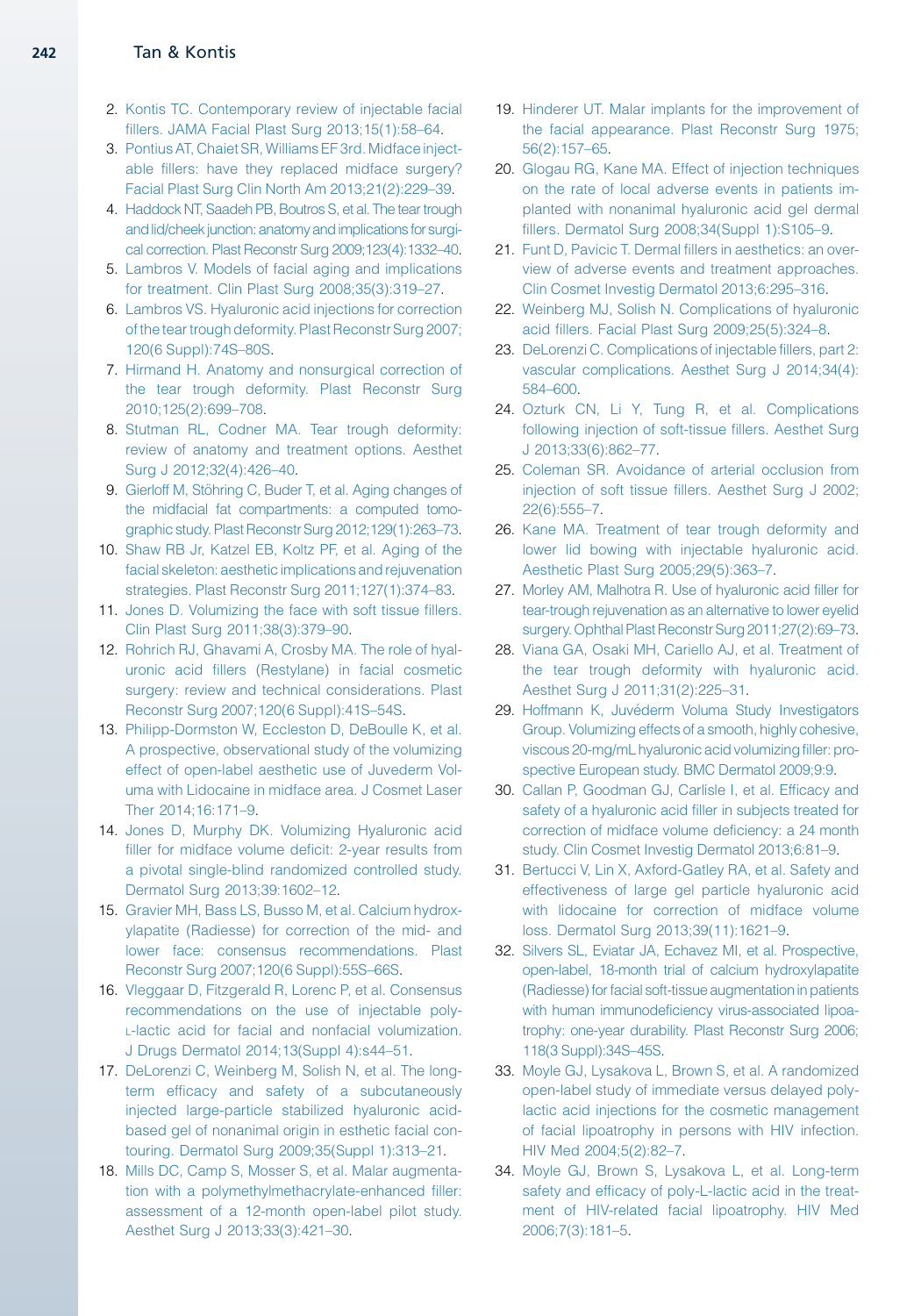2. Kontis TC. Contemporary review of injectable facial fillers. JAMA Facial Plast Surg 2013;15(1):58–64.
3. Pontius AT, Chaiet SR, Williams EF 3rd. Midface injectable fillers: have they replaced midface surgery? Facial Plast Surg Clin North Am 2013;21(2):229–39.
4. Haddock NT, Saadeh PB, Boutros S, et al. The tear trough and lid/cheek junction: anatomy and implications for surgical correction. Plast Reconstr Surg 2009;123(4):1332–40.
5. Lambros V. Models of facial aging and implications for treatment. Clin Plast Surg 2008;35(3):319–27.
6. Lambros VS. Hyaluronic acid injections for correction of the tear trough deformity. Plast Reconstr Surg 2007;120(6 Suppl):74S–80S.
7. Hirmand H. Anatomy and nonsurgical correction of the tear trough deformity. Plast Reconstr Surg 2010;125(2):699–708.
8. Stutman RL, Codner MA. Tear trough deformity: review of anatomy and treatment options. Aesthet Surg J 2012;32(4):426–40.
9. Gierloff M, Stöhring C, Buder T, et al. Aging changes of the midfacial fat compartments: a computed tomographic study. Plast Reconstr Surg 2012;129(1):263–73.
10. Shaw RB Jr, Katzel EB, Koltz PF, et al. Aging of the facial skeleton: aesthetic implications and rejuvenation strategies. Plast Reconstr Surg 2011;127(1):374–83.
11. Jones D. Volumizing the face with soft tissue fillers. Clin Plast Surg 2011;38(3):379–90.
12. Rohrich RJ, Ghavami A, Crosby MA. The role of hyaluronic acid fillers (Restylane) in facial cosmetic surgery: review and technical considerations. Plast Reconstr Surg 2007;120(6 Suppl):41S–54S.
13. Philipp-Dormston W, Eccleston D, DeBoulle K, et al. A prospective, observational study of the volumizing effect of open-label aesthetic use of Juvederm Voluma with Lidocaine in midface area. J Cosmet Laser Ther 2014;16:171–9.
14. Jones D, Murphy DK. Volumizing Hyaluronic acid filler for midface volume deficit: 2-year results from a pivotal single-blind randomized controlled study. Dermatol Surg 2013;39:1602–12.
15. Gravier MH, Bass LS, Busso M, et al. Calcium hydroxylapatite (Radiesse) for correction of the mid- and lower face: consensus recommendations. Plast Reconstr Surg 2007;120(6 Suppl):55S–66S.
16. Vleggaar D, Fitzgerald R, Lorenc P, et al. Consensus recommendations on the use of injectable poly-L-lactic acid for facial and nonfacial volumization. J Drugs Dermatol 2014;13(Suppl 4):s44–51.
17. DeLorenzi C, Weinberg M, Solish N, et al. The long-term efficacy and safety of a subcutaneously injected large-particle stabilized hyaluronic acid-based gel of nonanimal origin in esthetic facial contouring. Dermatol Surg 2009;35(Suppl 1):313–21.
18. Mills DC, Camp S, Mosser S, et al. Malar augmentation with a polymethylmethacrylate-enhanced filler: assessment of a 12-month open-label pilot study. Aesthet Surg J 2013;33(3):421–30.
19. Hinderer UT. Malar implants for the improvement of the facial appearance. Plast Reconstr Surg 1975;56(2):157–65.
20. Glogau RG, Kane MA. Effect of injection techniques on the rate of local adverse events in patients implanted with nonanimal hyaluronic acid gel dermal fillers. Dermatol Surg 2008;34(Suppl 1):S105–9.
21. Funt D, Pavicic T. Dermal fillers in aesthetics: an overview of adverse events and treatment approaches. Clin Cosmet Investig Dermatol 2013;6:295–316.
22. Weinberg MJ, Solish N. Complications of hyaluronic acid fillers. Facial Plast Surg 2009;25(5):324–8.
23. DeLorenzi C. Complications of injectable fillers, part 2: vascular complications. Aesthet Surg J 2014;34(4):584–600.
24. Ozturk CN, Li Y, Tung R, et al. Complications following injection of soft-tissue fillers. Aesthet Surg J 2013;33(6):862–77.
25. Coleman SR. Avoidance of arterial occlusion from injection of soft tissue fillers. Aesthet Surg J 2002;22(6):555–7.
26. Kane MA. Treatment of tear trough deformity and lower lid bowing with injectable hyaluronic acid. Aesthetic Plast Surg 2005;29(5):363–7.
27. Morley AM, Malhotra R. Use of hyaluronic acid filler for tear-trough rejuvenation as an alternative to lower eyelid surgery. Ophthal Plast Reconstr Surg 2011;27(2):69–73.
28. Viana GA, Osaki MH, Cariello AJ, et al. Treatment of the tear trough deformity with hyaluronic acid. Aesthet Surg J 2011;31(2):225–31.
29. Hoffmann K, Juvéderm Voluma Study Investigators Group. Volumizing effects of a smooth, highly cohesive, viscous 20-mg/mL hyaluronic acid volumizing filler: prospective European study. BMC Dermatol 2009;9:9.
30. Callan P, Goodman GJ, Carlisle I, et al. Efficacy and safety of a hyaluronic acid filler in subjects treated for correction of midface volume deficiency: a 24 month study. Clin Cosmet Investig Dermatol 2013;6:81–9.
31. Bertucci V, Lin X, Axford-Gatley RA, et al. Safety and effectiveness of large gel particle hyaluronic acid with lidocaine for correction of midface volume loss. Dermatol Surg 2013;39(11):1621–9.
32. Silvers SL, Eviatar JA, Echavez MI, et al. Prospective, open-label, 18-month trial of calcium hydroxylapatite (Radiesse) for facial soft-tissue augmentation in patients with human immunodeficiency virus-associated lipoatrophy: one-year durability. Plast Reconstr Surg 2006;118(3 Suppl):34S–45S.
33. Moyle GJ, Lysakova L, Brown S, et al. A randomized open-label study of immediate versus delayed polylactic acid injections for the cosmetic management of facial lipoatrophy in persons with HIV infection. HIV Med 2004;5(2):82–7.
34. Moyle GJ, Brown S, Lysakova L, et al. Long-term safety and efficacy of poly-L-lactic acid in the treatment of HIV-related facial lipoatrophy. HIV Med 2006;7(3):181–5.